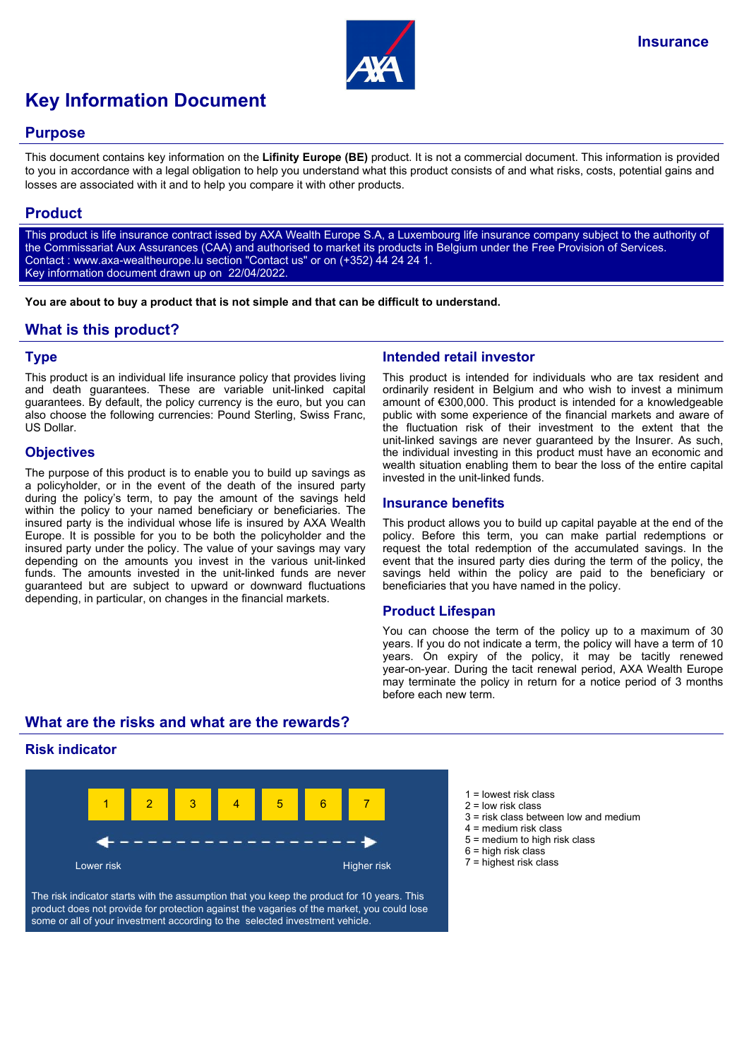Insurance

# Key Information Document

## Purpose

This document contains key information on the **Lifinity Europe (BE)** product. It is not a commercial document. This information is provided to you in accordance with a legal obligation to help you understand what this product consists of and what risks, costs, potential gains and losses are associated with it and to help you compare it with other products.

## Product

This product is life insurance contract issed by AXA Wealth Europe S.A, a Luxembourg life insurance company subject to the authority of the Commissariat Aux Assurances (CAA) and authorised to market its products in Belgium under the Free Provision of Services.
Contact : www.axa-wealtheurope.lu section "Contact us" or on (+352) 44 24 24 1.
Key information document drawn up on 22/04/2022.

**You are about to buy a product that is not simple and that can be difficult to understand.**

## What is this product?

### Type

This product is an individual life insurance policy that provides living and death guarantees. These are variable unit-linked capital guarantees. By default, the policy currency is the euro, but you can also choose the following currencies: Pound Sterling, Swiss Franc, US Dollar.

### Objectives

The purpose of this product is to enable you to build up savings as a policyholder, or in the event of the death of the insured party during the policy's term, to pay the amount of the savings held within the policy to your named beneficiary or beneficiaries. The insured party is the individual whose life is insured by AXA Wealth Europe. It is possible for you to be both the policyholder and the insured party under the policy. The value of your savings may vary depending on the amounts you invest in the various unit-linked funds. The amounts invested in the unit-linked funds are never guaranteed but are subject to upward or downward fluctuations depending, in particular, on changes in the financial markets.

### Intended retail investor

This product is intended for individuals who are tax resident and ordinarily resident in Belgium and who wish to invest a minimum amount of €300,000. This product is intended for a knowledgeable public with some experience of the financial markets and aware of the fluctuation risk of their investment to the extent that the unit-linked savings are never guaranteed by the Insurer. As such, the individual investing in this product must have an economic and wealth situation enabling them to bear the loss of the entire capital invested in the unit-linked funds.

### Insurance benefits

This product allows you to build up capital payable at the end of the policy. Before this term, you can make partial redemptions or request the total redemption of the accumulated savings. In the event that the insured party dies during the term of the policy, the savings held within the policy are paid to the beneficiary or beneficiaries that you have named in the policy.

### Product Lifespan

You can choose the term of the policy up to a maximum of 30 years. If you do not indicate a term, the policy will have a term of 10 years. On expiry of the policy, it may be tacitly renewed year-on-year. During the tacit renewal period, AXA Wealth Europe may terminate the policy in return for a notice period of 3 months before each new term.

## What are the risks and what are the rewards?

### Risk indicator

| 1 | 2 | 3 | 4 | 5 | 6 | 7 |
|---|---|---|---|---|---|---|

Lower risk ← → Higher risk

The risk indicator starts with the assumption that you keep the product for 10 years. This product does not provide for protection against the vagaries of the market, you could lose some or all of your investment according to the selected investment vehicle.

- 1 = lowest risk class
- 2 = low risk class
- 3 = risk class between low and medium
- 4 = medium risk class
- 5 = medium to high risk class
- 6 = high risk class
- 7 = highest risk class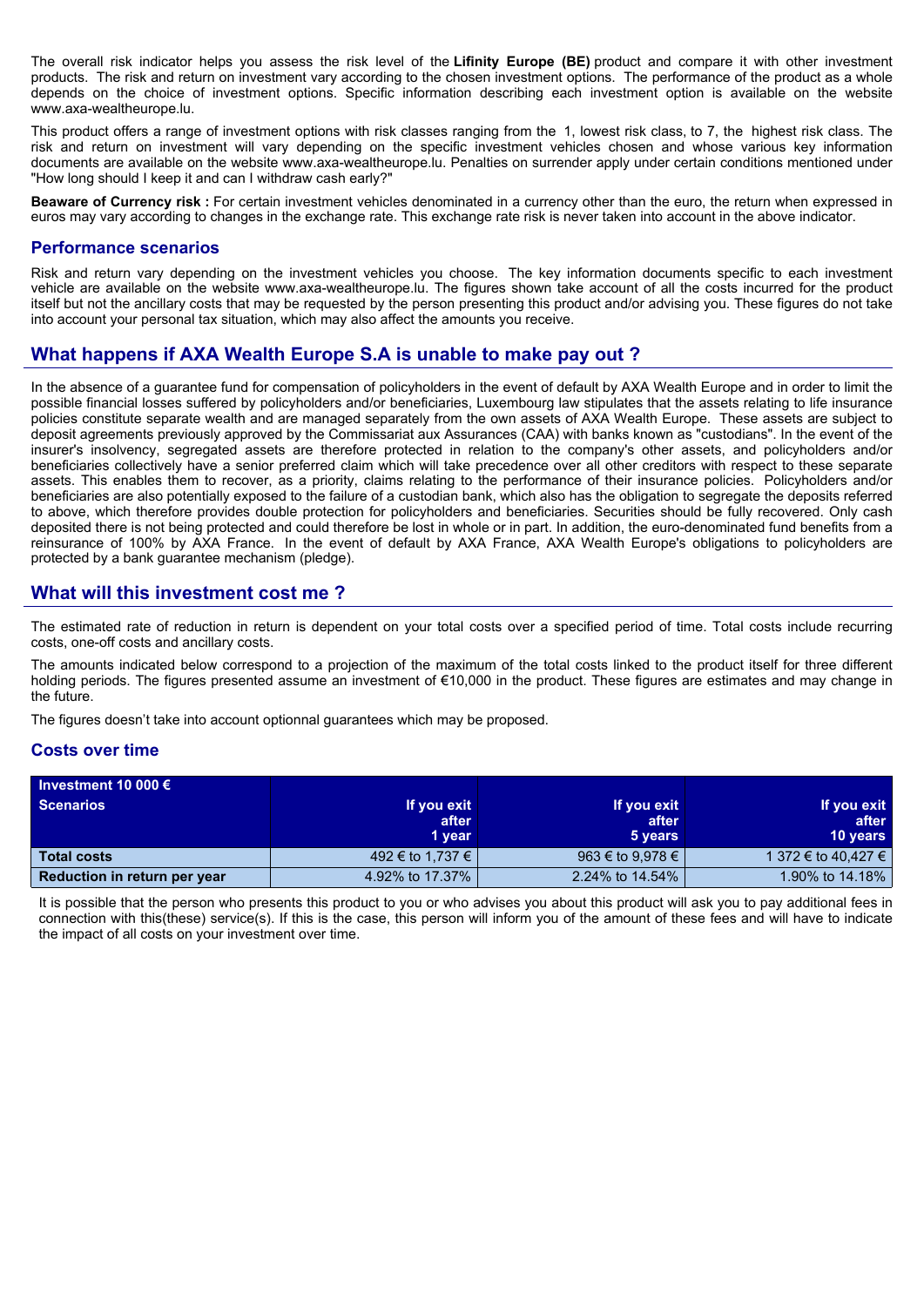The overall risk indicator helps you assess the risk level of the **Lifinity Europe (BE)** product and compare it with other investment products. The risk and return on investment vary according to the chosen investment options. The performance of the product as a whole depends on the choice of investment options. Specific information describing each investment option is available on the website www.axa-wealtheurope.lu.

This product offers a range of investment options with risk classes ranging from the 1, lowest risk class, to 7, the highest risk class. The risk and return on investment will vary depending on the specific investment vehicles chosen and whose various key information documents are available on the website www.axa-wealtheurope.lu. Penalties on surrender apply under certain conditions mentioned under "How long should I keep it and can I withdraw cash early?"

**Beaware of Currency risk :** For certain investment vehicles denominated in a currency other than the euro, the return when expressed in euros may vary according to changes in the exchange rate. This exchange rate risk is never taken into account in the above indicator.

### Performance scenarios

Risk and return vary depending on the investment vehicles you choose. The key information documents specific to each investment vehicle are available on the website www.axa-wealtheurope.lu. The figures shown take account of all the costs incurred for the product itself but not the ancillary costs that may be requested by the person presenting this product and/or advising you. These figures do not take into account your personal tax situation, which may also affect the amounts you receive.

## What happens if AXA Wealth Europe S.A is unable to make pay out ?

In the absence of a guarantee fund for compensation of policyholders in the event of default by AXA Wealth Europe and in order to limit the possible financial losses suffered by policyholders and/or beneficiaries, Luxembourg law stipulates that the assets relating to life insurance policies constitute separate wealth and are managed separately from the own assets of AXA Wealth Europe. These assets are subject to deposit agreements previously approved by the Commissariat aux Assurances (CAA) with banks known as "custodians". In the event of the insurer's insolvency, segregated assets are therefore protected in relation to the company's other assets, and policyholders and/or beneficiaries collectively have a senior preferred claim which will take precedence over all other creditors with respect to these separate assets. This enables them to recover, as a priority, claims relating to the performance of their insurance policies. Policyholders and/or beneficiaries are also potentially exposed to the failure of a custodian bank, which also has the obligation to segregate the deposits referred to above, which therefore provides double protection for policyholders and beneficiaries. Securities should be fully recovered. Only cash deposited there is not being protected and could therefore be lost in whole or in part. In addition, the euro-denominated fund benefits from a reinsurance of 100% by AXA France. In the event of default by AXA France, AXA Wealth Europe's obligations to policyholders are protected by a bank guarantee mechanism (pledge).

## What will this investment cost me ?

The estimated rate of reduction in return is dependent on your total costs over a specified period of time. Total costs include recurring costs, one-off costs and ancillary costs.

The amounts indicated below correspond to a projection of the maximum of the total costs linked to the product itself for three different holding periods. The figures presented assume an investment of €10,000 in the product. These figures are estimates and may change in the future.

The figures doesn't take into account optionnal guarantees which may be proposed.

### Costs over time

| Investment 10 000 € Scenarios | If you exit after 1 year | If you exit after 5 years | If you exit after 10 years |
|---|---|---|---|
| **Total costs** | 492 € to 1,737 € | 963 € to 9,978 € | 1 372 € to 40,427 € |
| **Reduction in return per year** | 4.92% to 17.37% | 2.24% to 14.54% | 1.90% to 14.18% |

It is possible that the person who presents this product to you or who advises you about this product will ask you to pay additional fees in connection with this(these) service(s). If this is the case, this person will inform you of the amount of these fees and will have to indicate the impact of all costs on your investment over time.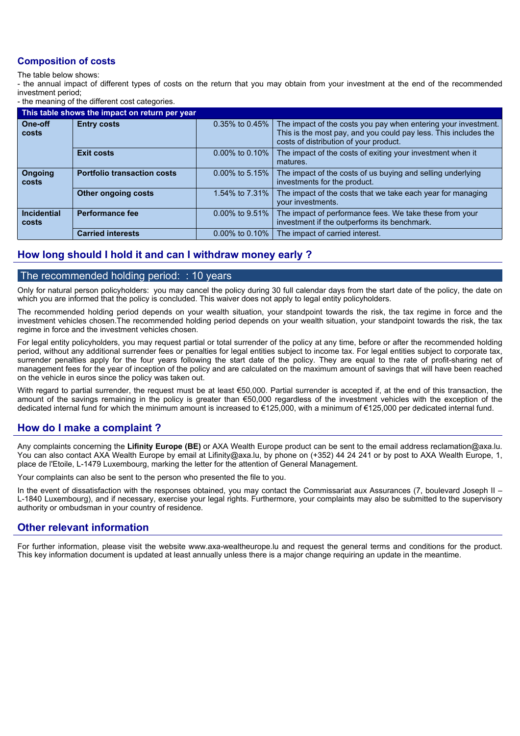## Composition of costs

The table below shows:
- the annual impact of different types of costs on the return that you may obtain from your investment at the end of the recommended investment period;
- the meaning of the different cost categories.

| This table shows the impact on return per year | | | |
|---|---|---|---|
| **One-off costs** | **Entry costs** | 0.35% to 0.45% | The impact of the costs you pay when entering your investment. This is the most pay, and you could pay less. This includes the costs of distribution of your product. |
| | **Exit costs** | 0.00% to 0.10% | The impact of the costs of exiting your investment when it matures. |
| **Ongoing costs** | **Portfolio transaction costs** | 0.00% to 5.15% | The impact of the costs of us buying and selling underlying investments for the product. |
| | **Other ongoing costs** | 1.54% to 7.31% | The impact of the costs that we take each year for managing your investments. |
| **Incidential costs** | **Performance fee** | 0.00% to 9.51% | The impact of performance fees. We take these from your investment if the outperforms its benchmark. |
| | **Carried interests** | 0.00% to 0.10% | The impact of carried interest. |

## How long should I hold it and can I withdraw money early ?

### The recommended holding period: : 10 years

Only for natural person policyholders: you may cancel the policy during 30 full calendar days from the start date of the policy, the date on which you are informed that the policy is concluded. This waiver does not apply to legal entity policyholders.

The recommended holding period depends on your wealth situation, your standpoint towards the risk, the tax regime in force and the investment vehicles chosen.The recommended holding period depends on your wealth situation, your standpoint towards the risk, the tax regime in force and the investment vehicles chosen.

For legal entity policyholders, you may request partial or total surrender of the policy at any time, before or after the recommended holding period, without any additional surrender fees or penalties for legal entities subject to income tax. For legal entities subject to corporate tax, surrender penalties apply for the four years following the start date of the policy. They are equal to the rate of profit-sharing net of management fees for the year of inception of the policy and are calculated on the maximum amount of savings that will have been reached on the vehicle in euros since the policy was taken out.

With regard to partial surrender, the request must be at least €50,000. Partial surrender is accepted if, at the end of this transaction, the amount of the savings remaining in the policy is greater than €50,000 regardless of the investment vehicles with the exception of the dedicated internal fund for which the minimum amount is increased to €125,000, with a minimum of €125,000 per dedicated internal fund.

## How do I make a complaint ?

Any complaints concerning the **Lifinity Europe (BE)** or AXA Wealth Europe product can be sent to the email address reclamation@axa.lu. You can also contact AXA Wealth Europe by email at Lifinity@axa.lu, by phone on (+352) 44 24 241 or by post to AXA Wealth Europe, 1, place de l'Etoile, L-1479 Luxembourg, marking the letter for the attention of General Management.

Your complaints can also be sent to the person who presented the file to you.

In the event of dissatisfaction with the responses obtained, you may contact the Commissariat aux Assurances (7, boulevard Joseph II – L-1840 Luxembourg), and if necessary, exercise your legal rights. Furthermore, your complaints may also be submitted to the supervisory authority or ombudsman in your country of residence.

## Other relevant information

For further information, please visit the website www.axa-wealtheurope.lu and request the general terms and conditions for the product. This key information document is updated at least annually unless there is a major change requiring an update in the meantime.